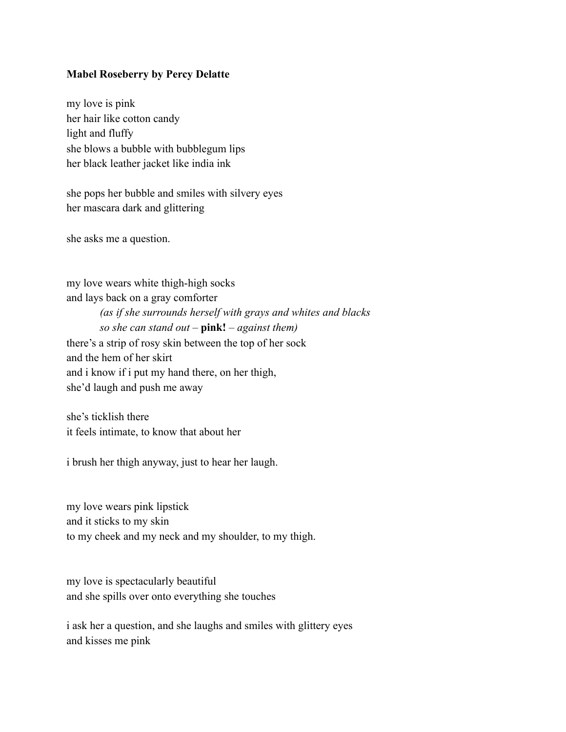**Mabel Roseberry by Percy Delatte**

my love is pink  
her hair like cotton candy  
light and fluffy  
she blows a bubble with bubblegum lips  
her black leather jacket like india ink

she pops her bubble and smiles with silvery eyes  
her mascara dark and glittering

she asks me a question.

my love wears white thigh-high socks  
and lays back on a gray comforter  
&nbsp;&nbsp;&nbsp;&nbsp;&nbsp;&nbsp;&nbsp;&nbsp;*(as if she surrounds herself with grays and whites and blacks*  
&nbsp;&nbsp;&nbsp;&nbsp;&nbsp;&nbsp;&nbsp;&nbsp;*so she can stand out –* ***pink!*** *– against them)*  
there's a strip of rosy skin between the top of her sock  
and the hem of her skirt  
and i know if i put my hand there, on her thigh,  
she'd laugh and push me away

she's ticklish there  
it feels intimate, to know that about her

i brush her thigh anyway, just to hear her laugh.

my love wears pink lipstick  
and it sticks to my skin  
to my cheek and my neck and my shoulder, to my thigh.

my love is spectacularly beautiful  
and she spills over onto everything she touches

i ask her a question, and she laughs and smiles with glittery eyes  
and kisses me pink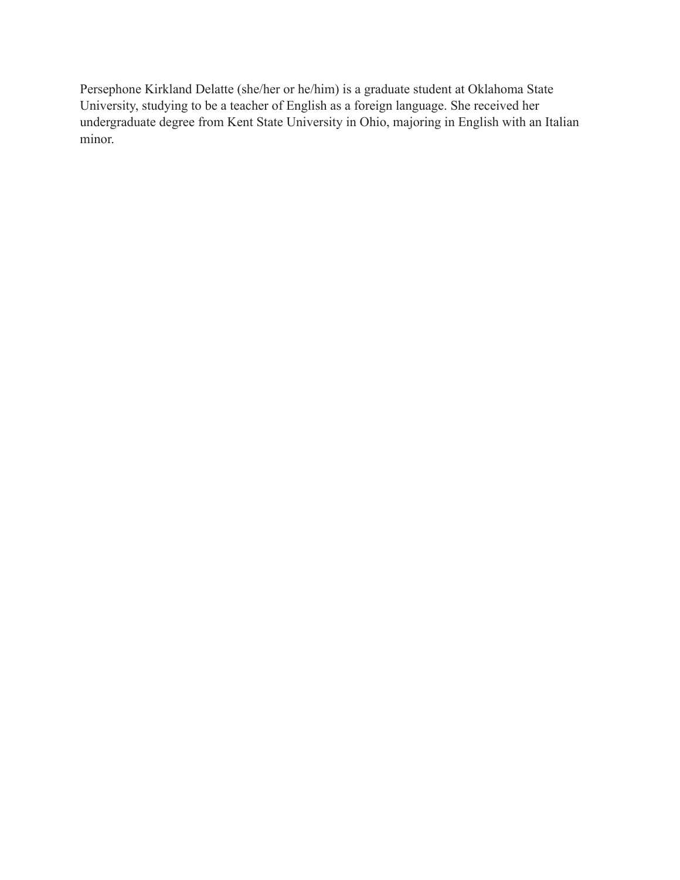Persephone Kirkland Delatte (she/her or he/him) is a graduate student at Oklahoma State University, studying to be a teacher of English as a foreign language. She received her undergraduate degree from Kent State University in Ohio, majoring in English with an Italian minor.